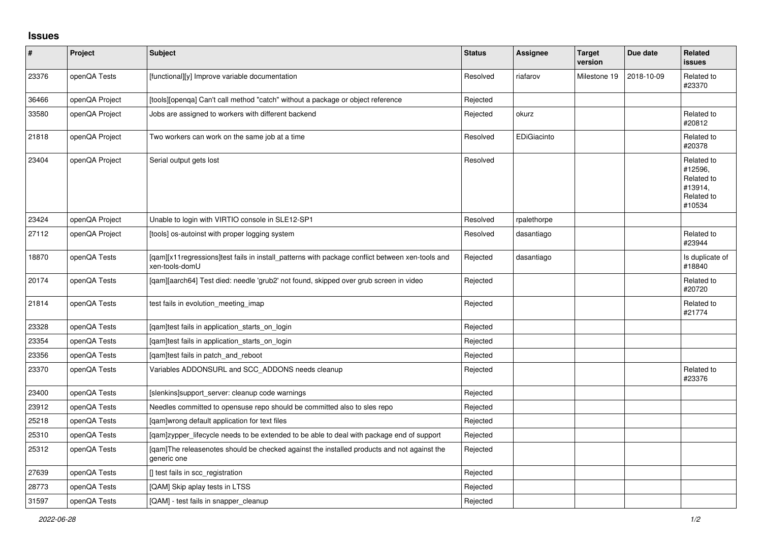## Issues

| # | Project | Subject | Status | Assignee | Target version | Due date | Related issues |
|---|---|---|---|---|---|---|---|
| 23376 | openQA Tests | [functional][y] Improve variable documentation | Resolved | riafarov | Milestone 19 | 2018-10-09 | Related to #23370 |
| 36466 | openQA Project | [tools][openqa] Can't call method "catch" without a package or object reference | Rejected | | | | |
| 33580 | openQA Project | Jobs are assigned to workers with different backend | Rejected | okurz | | | Related to #20812 |
| 21818 | openQA Project | Two workers can work on the same job at a time | Resolved | EDiGiacinto | | | Related to #20378 |
| 23404 | openQA Project | Serial output gets lost | Resolved | | | | Related to #12596, Related to #13914, Related to #10534 |
| 23424 | openQA Project | Unable to login with VIRTIO console in SLE12-SP1 | Resolved | rpalethorpe | | | |
| 27112 | openQA Project | [tools] os-autoinst with proper logging system | Resolved | dasantiago | | | Related to #23944 |
| 18870 | openQA Tests | [qam][x11regressions]test fails in install_patterns with package conflict between xen-tools and xen-tools-domU | Rejected | dasantiago | | | Is duplicate of #18840 |
| 20174 | openQA Tests | [qam][aarch64] Test died: needle 'grub2' not found, skipped over grub screen in video | Rejected | | | | Related to #20720 |
| 21814 | openQA Tests | test fails in evolution_meeting_imap | Rejected | | | | Related to #21774 |
| 23328 | openQA Tests | [qam]test fails in application_starts_on_login | Rejected | | | | |
| 23354 | openQA Tests | [qam]test fails in application_starts_on_login | Rejected | | | | |
| 23356 | openQA Tests | [qam]test fails in patch_and_reboot | Rejected | | | | |
| 23370 | openQA Tests | Variables ADDONSURL and SCC_ADDONS needs cleanup | Rejected | | | | Related to #23376 |
| 23400 | openQA Tests | [slenkins]support_server: cleanup code warnings | Rejected | | | | |
| 23912 | openQA Tests | Needles committed to opensuse repo should be committed also to sles repo | Rejected | | | | |
| 25218 | openQA Tests | [qam]wrong default application for text files | Rejected | | | | |
| 25310 | openQA Tests | [qam]zypper_lifecycle needs to be extended to be able to deal with package end of support | Rejected | | | | |
| 25312 | openQA Tests | [qam]The releasenotes should be checked against the installed products and not against the generic one | Rejected | | | | |
| 27639 | openQA Tests | [] test fails in scc_registration | Rejected | | | | |
| 28773 | openQA Tests | [QAM] Skip aplay tests in LTSS | Rejected | | | | |
| 31597 | openQA Tests | [QAM] - test fails in snapper_cleanup | Rejected | | | | |

*2022-06-28*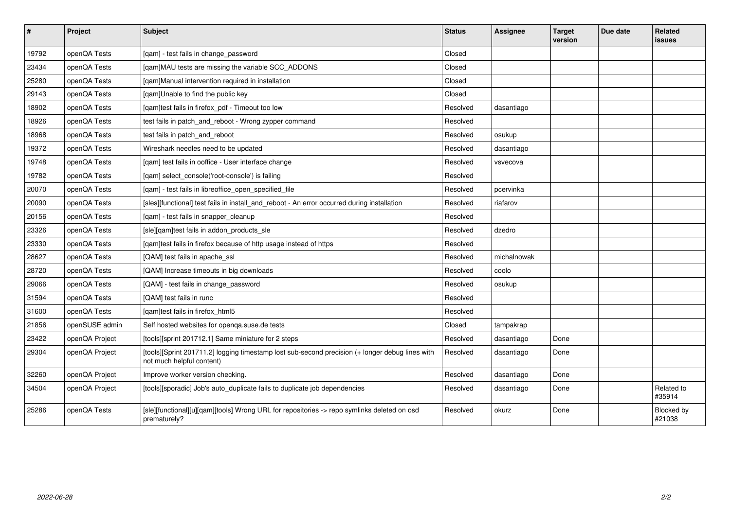| # | Project | Subject | Status | Assignee | Target version | Due date | Related issues |
|---|---|---|---|---|---|---|---|
| 19792 | openQA Tests | [qam] - test fails in change_password | Closed | | | | |
| 23434 | openQA Tests | [qam]MAU tests are missing the variable SCC_ADDONS | Closed | | | | |
| 25280 | openQA Tests | [qam]Manual intervention required in installation | Closed | | | | |
| 29143 | openQA Tests | [qam]Unable to find the public key | Closed | | | | |
| 18902 | openQA Tests | [qam]test fails in firefox_pdf - Timeout too low | Resolved | dasantiago | | | |
| 18926 | openQA Tests | test fails in patch_and_reboot - Wrong zypper command | Resolved | | | | |
| 18968 | openQA Tests | test fails in patch_and_reboot | Resolved | osukup | | | |
| 19372 | openQA Tests | Wireshark needles need to be updated | Resolved | dasantiago | | | |
| 19748 | openQA Tests | [qam] test fails in ooffice - User interface change | Resolved | vsvecova | | | |
| 19782 | openQA Tests | [qam] select_console('root-console') is failing | Resolved | | | | |
| 20070 | openQA Tests | [qam] - test fails in libreoffice_open_specified_file | Resolved | pcervinka | | | |
| 20090 | openQA Tests | [sles][functional] test fails in install_and_reboot - An error occurred during installation | Resolved | riafarov | | | |
| 20156 | openQA Tests | [qam] - test fails in snapper_cleanup | Resolved | | | | |
| 23326 | openQA Tests | [sle][qam]test fails in addon_products_sle | Resolved | dzedro | | | |
| 23330 | openQA Tests | [qam]test fails in firefox because of http usage instead of https | Resolved | | | | |
| 28627 | openQA Tests | [QAM] test fails in apache_ssl | Resolved | michalnowak | | | |
| 28720 | openQA Tests | [QAM] Increase timeouts in big downloads | Resolved | coolo | | | |
| 29066 | openQA Tests | [QAM] - test fails in change_password | Resolved | osukup | | | |
| 31594 | openQA Tests | [QAM] test fails in runc | Resolved | | | | |
| 31600 | openQA Tests | [qam]test fails in firefox_html5 | Resolved | | | | |
| 21856 | openSUSE admin | Self hosted websites for openqa.suse.de tests | Closed | tampakrap | | | |
| 23422 | openQA Project | [tools][sprint 201712.1] Same miniature for 2 steps | Resolved | dasantiago | Done | | |
| 29304 | openQA Project | [tools][Sprint 201711.2] logging timestamp lost sub-second precision (+ longer debug lines with not much helpful content) | Resolved | dasantiago | Done | | |
| 32260 | openQA Project | Improve worker version checking. | Resolved | dasantiago | Done | | |
| 34504 | openQA Project | [tools][sporadic] Job's auto_duplicate fails to duplicate job dependencies | Resolved | dasantiago | Done | | Related to #35914 |
| 25286 | openQA Tests | [sle][functional][u][qam][tools] Wrong URL for repositories -> repo symlinks deleted on osd prematurely? | Resolved | okurz | Done | | Blocked by #21038 |